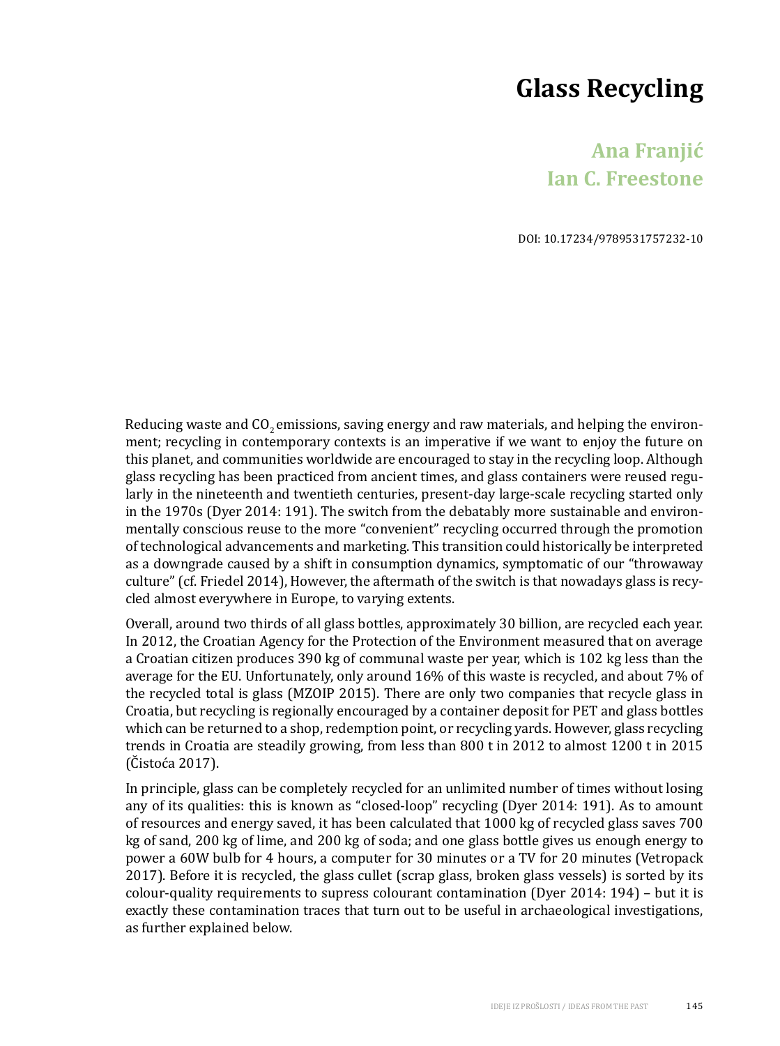# Glass Recycling

## Ana Franjić
## Ian C. Freestone

DOI: 10.17234/9789531757232-10

Reducing waste and $CO_2$ emissions, saving energy and raw materials, and helping the environment; recycling in contemporary contexts is an imperative if we want to enjoy the future on this planet, and communities worldwide are encouraged to stay in the recycling loop. Although glass recycling has been practiced from ancient times, and glass containers were reused regularly in the nineteenth and twentieth centuries, present-day large-scale recycling started only in the 1970s (Dyer 2014: 191). The switch from the debatably more sustainable and environmentally conscious reuse to the more "convenient" recycling occurred through the promotion of technological advancements and marketing. This transition could historically be interpreted as a downgrade caused by a shift in consumption dynamics, symptomatic of our "throwaway culture" (cf. Friedel 2014), However, the aftermath of the switch is that nowadays glass is recycled almost everywhere in Europe, to varying extents.

Overall, around two thirds of all glass bottles, approximately 30 billion, are recycled each year. In 2012, the Croatian Agency for the Protection of the Environment measured that on average a Croatian citizen produces 390 kg of communal waste per year, which is 102 kg less than the average for the EU. Unfortunately, only around 16% of this waste is recycled, and about 7% of the recycled total is glass (MZOIP 2015). There are only two companies that recycle glass in Croatia, but recycling is regionally encouraged by a container deposit for PET and glass bottles which can be returned to a shop, redemption point, or recycling yards. However, glass recycling trends in Croatia are steadily growing, from less than 800 t in 2012 to almost 1200 t in 2015 (Čistoća 2017).

In principle, glass can be completely recycled for an unlimited number of times without losing any of its qualities: this is known as "closed-loop" recycling (Dyer 2014: 191). As to amount of resources and energy saved, it has been calculated that 1000 kg of recycled glass saves 700 kg of sand, 200 kg of lime, and 200 kg of soda; and one glass bottle gives us enough energy to power a 60W bulb for 4 hours, a computer for 30 minutes or a TV for 20 minutes (Vetropack 2017). Before it is recycled, the glass cullet (scrap glass, broken glass vessels) is sorted by its colour-quality requirements to supress colourant contamination (Dyer 2014: 194) – but it is exactly these contamination traces that turn out to be useful in archaeological investigations, as further explained below.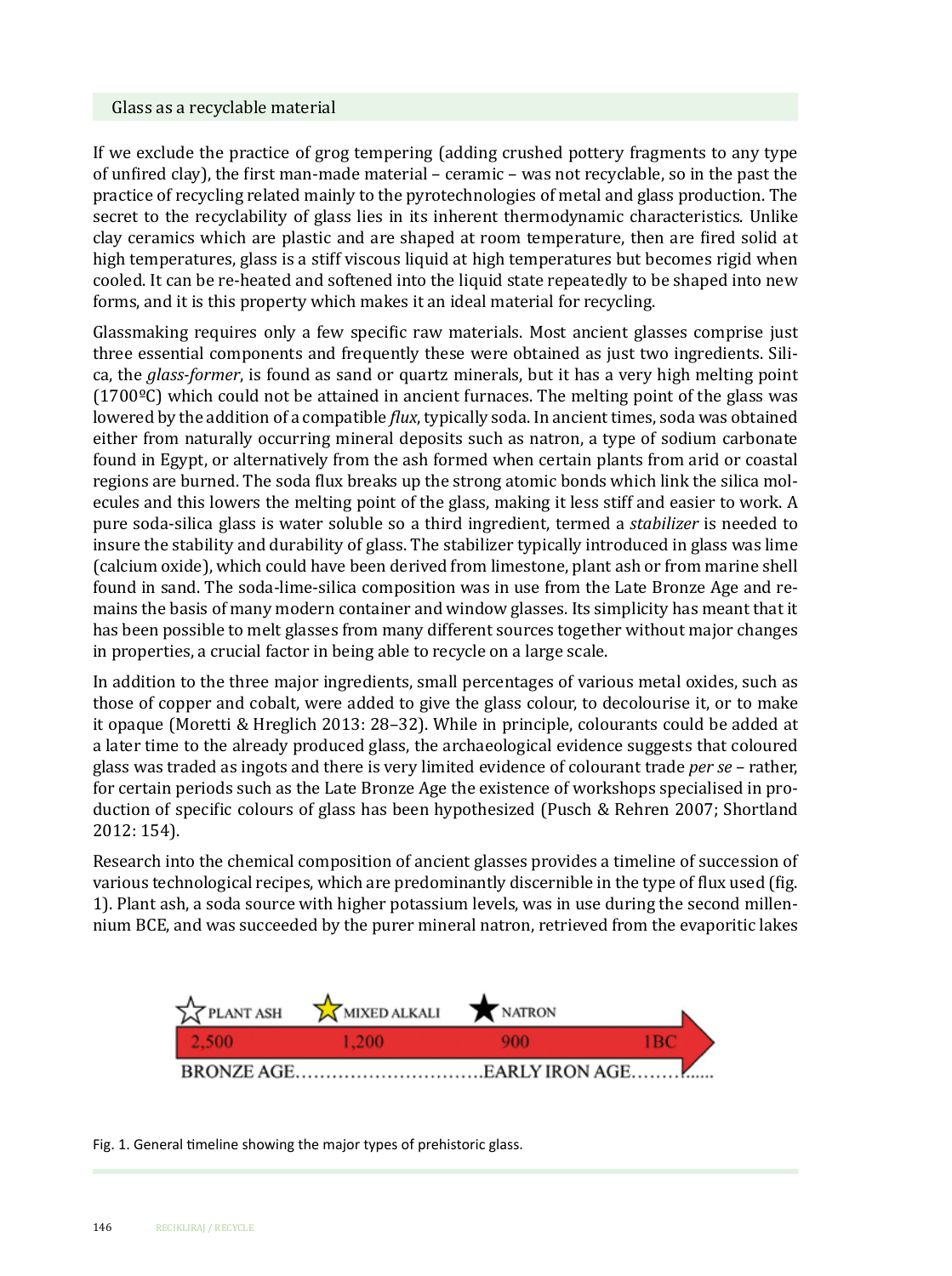## Glass as a recyclable material

If we exclude the practice of grog tempering (adding crushed pottery fragments to any type of unfired clay), the first man-made material – ceramic – was not recyclable, so in the past the practice of recycling related mainly to the pyrotechnologies of metal and glass production. The secret to the recyclability of glass lies in its inherent thermodynamic characteristics. Unlike clay ceramics which are plastic and are shaped at room temperature, then are fired solid at high temperatures, glass is a stiff viscous liquid at high temperatures but becomes rigid when cooled. It can be re-heated and softened into the liquid state repeatedly to be shaped into new forms, and it is this property which makes it an ideal material for recycling.

Glassmaking requires only a few specific raw materials. Most ancient glasses comprise just three essential components and frequently these were obtained as just two ingredients. Silica, the *glass-former*, is found as sand or quartz minerals, but it has a very high melting point (1700ºC) which could not be attained in ancient furnaces. The melting point of the glass was lowered by the addition of a compatible *flux*, typically soda. In ancient times, soda was obtained either from naturally occurring mineral deposits such as natron, a type of sodium carbonate found in Egypt, or alternatively from the ash formed when certain plants from arid or coastal regions are burned. The soda flux breaks up the strong atomic bonds which link the silica molecules and this lowers the melting point of the glass, making it less stiff and easier to work. A pure soda-silica glass is water soluble so a third ingredient, termed a *stabilizer* is needed to insure the stability and durability of glass. The stabilizer typically introduced in glass was lime (calcium oxide), which could have been derived from limestone, plant ash or from marine shell found in sand. The soda-lime-silica composition was in use from the Late Bronze Age and remains the basis of many modern container and window glasses. Its simplicity has meant that it has been possible to melt glasses from many different sources together without major changes in properties, a crucial factor in being able to recycle on a large scale.

In addition to the three major ingredients, small percentages of various metal oxides, such as those of copper and cobalt, were added to give the glass colour, to decolourise it, or to make it opaque (Moretti & Hreglich 2013: 28–32). While in principle, colourants could be added at a later time to the already produced glass, the archaeological evidence suggests that coloured glass was traded as ingots and there is very limited evidence of colourant trade *per se* – rather, for certain periods such as the Late Bronze Age the existence of workshops specialised in production of specific colours of glass has been hypothesized (Pusch & Rehren 2007; Shortland 2012: 154).

Research into the chemical composition of ancient glasses provides a timeline of succession of various technological recipes, which are predominantly discernible in the type of flux used (fig. 1). Plant ash, a soda source with higher potassium levels, was in use during the second millennium BCE, and was succeeded by the purer mineral natron, retrieved from the evaporitic lakes

PLANT ASH | MIXED ALKALI | NATRON

2,500 | 1,200 | 900 | 1BC

BRONZE AGE…………………………EARLY IRON AGE…………

Fig. 1. General timeline showing the major types of prehistoric glass.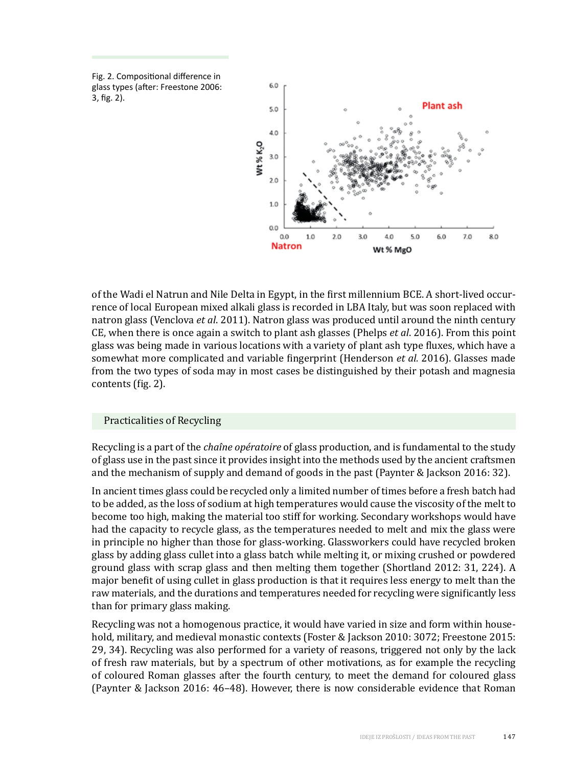Fig. 2. Compositional difference in glass types (after: Freestone 2006: 3, fig. 2).

of the Wadi el Natrun and Nile Delta in Egypt, in the first millennium BCE. A short-lived occurrence of local European mixed alkali glass is recorded in LBA Italy, but was soon replaced with natron glass (Venclova *et al*. 2011). Natron glass was produced until around the ninth century CE, when there is once again a switch to plant ash glasses (Phelps *et al*. 2016). From this point glass was being made in various locations with a variety of plant ash type fluxes, which have a somewhat more complicated and variable fingerprint (Henderson *et al*. 2016). Glasses made from the two types of soda may in most cases be distinguished by their potash and magnesia contents (fig. 2).

## Practicalities of Recycling

Recycling is a part of the *chaîne opératoire* of glass production, and is fundamental to the study of glass use in the past since it provides insight into the methods used by the ancient craftsmen and the mechanism of supply and demand of goods in the past (Paynter & Jackson 2016: 32).

In ancient times glass could be recycled only a limited number of times before a fresh batch had to be added, as the loss of sodium at high temperatures would cause the viscosity of the melt to become too high, making the material too stiff for working. Secondary workshops would have had the capacity to recycle glass, as the temperatures needed to melt and mix the glass were in principle no higher than those for glass-working. Glassworkers could have recycled broken glass by adding glass cullet into a glass batch while melting it, or mixing crushed or powdered ground glass with scrap glass and then melting them together (Shortland 2012: 31, 224). A major benefit of using cullet in glass production is that it requires less energy to melt than the raw materials, and the durations and temperatures needed for recycling were significantly less than for primary glass making.

Recycling was not a homogenous practice, it would have varied in size and form within household, military, and medieval monastic contexts (Foster & Jackson 2010: 3072; Freestone 2015: 29, 34). Recycling was also performed for a variety of reasons, triggered not only by the lack of fresh raw materials, but by a spectrum of other motivations, as for example the recycling of coloured Roman glasses after the fourth century, to meet the demand for coloured glass (Paynter & Jackson 2016: 46–48). However, there is now considerable evidence that Roman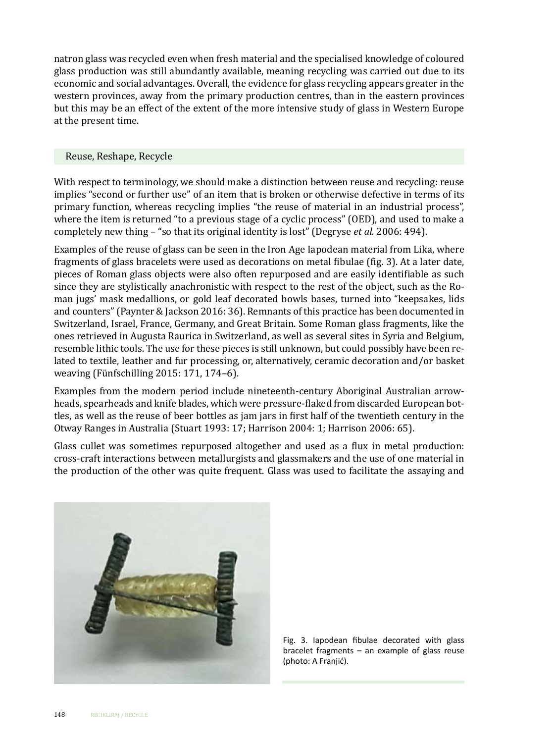natron glass was recycled even when fresh material and the specialised knowledge of coloured glass production was still abundantly available, meaning recycling was carried out due to its economic and social advantages. Overall, the evidence for glass recycling appears greater in the western provinces, away from the primary production centres, than in the eastern provinces but this may be an effect of the extent of the more intensive study of glass in Western Europe at the present time.

## Reuse, Reshape, Recycle

With respect to terminology, we should make a distinction between reuse and recycling: reuse implies "second or further use" of an item that is broken or otherwise defective in terms of its primary function, whereas recycling implies "the reuse of material in an industrial process", where the item is returned "to a previous stage of a cyclic process" (OED), and used to make a completely new thing – "so that its original identity is lost" (Degryse *et al.* 2006: 494).

Examples of the reuse of glass can be seen in the Iron Age Iapodean material from Lika, where fragments of glass bracelets were used as decorations on metal fibulae (fig. 3). At a later date, pieces of Roman glass objects were also often repurposed and are easily identifiable as such since they are stylistically anachronistic with respect to the rest of the object, such as the Roman jugs' mask medallions, or gold leaf decorated bowls bases, turned into "keepsakes, lids and counters" (Paynter & Jackson 2016: 36). Remnants of this practice has been documented in Switzerland, Israel, France, Germany, and Great Britain. Some Roman glass fragments, like the ones retrieved in Augusta Raurica in Switzerland, as well as several sites in Syria and Belgium, resemble lithic tools. The use for these pieces is still unknown, but could possibly have been related to textile, leather and fur processing, or, alternatively, ceramic decoration and/or basket weaving (Fünfschilling 2015: 171, 174–6).

Examples from the modern period include nineteenth-century Aboriginal Australian arrowheads, spearheads and knife blades, which were pressure-flaked from discarded European bottles, as well as the reuse of beer bottles as jam jars in first half of the twentieth century in the Otway Ranges in Australia (Stuart 1993: 17; Harrison 2004: 1; Harrison 2006: 65).

Glass cullet was sometimes repurposed altogether and used as a flux in metal production: cross-craft interactions between metallurgists and glassmakers and the use of one material in the production of the other was quite frequent. Glass was used to facilitate the assaying and

Fig. 3. Iapodean fibulae decorated with glass bracelet fragments – an example of glass reuse (photo: A Franjić).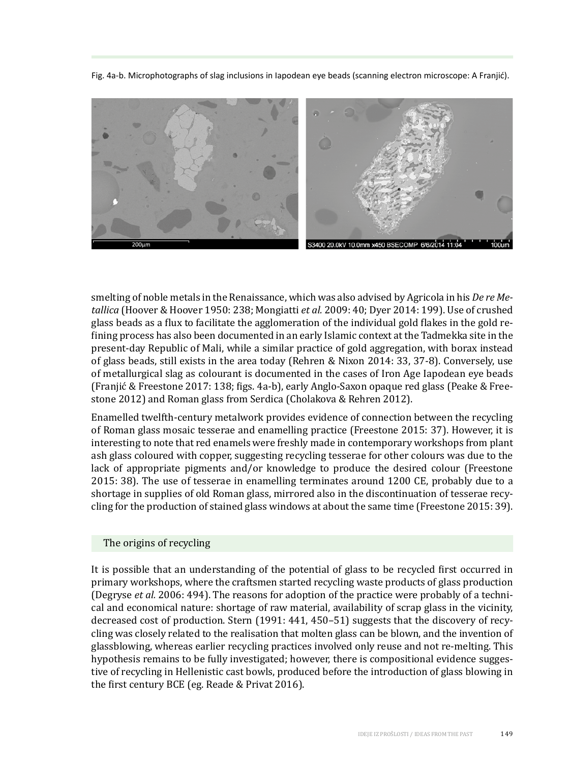Fig. 4a-b. Microphotographs of slag inclusions in Iapodean eye beads (scanning electron microscope: A Franjić).

smelting of noble metals in the Renaissance, which was also advised by Agricola in his *De re Metallica* (Hoover & Hoover 1950: 238; Mongiatti *et al.* 2009: 40; Dyer 2014: 199). Use of crushed glass beads as a flux to facilitate the agglomeration of the individual gold flakes in the gold refining process has also been documented in an early Islamic context at the Tadmekka site in the present-day Republic of Mali, while a similar practice of gold aggregation, with borax instead of glass beads, still exists in the area today (Rehren & Nixon 2014: 33, 37-8). Conversely, use of metallurgical slag as colourant is documented in the cases of Iron Age Iapodean eye beads (Franjić & Freestone 2017: 138; figs. 4a-b), early Anglo-Saxon opaque red glass (Peake & Freestone 2012) and Roman glass from Serdica (Cholakova & Rehren 2012).

Enamelled twelfth-century metalwork provides evidence of connection between the recycling of Roman glass mosaic tesserae and enamelling practice (Freestone 2015: 37). However, it is interesting to note that red enamels were freshly made in contemporary workshops from plant ash glass coloured with copper, suggesting recycling tesserae for other colours was due to the lack of appropriate pigments and/or knowledge to produce the desired colour (Freestone 2015: 38). The use of tesserae in enamelling terminates around 1200 CE, probably due to a shortage in supplies of old Roman glass, mirrored also in the discontinuation of tesserae recycling for the production of stained glass windows at about the same time (Freestone 2015: 39).

## The origins of recycling

It is possible that an understanding of the potential of glass to be recycled first occurred in primary workshops, where the craftsmen started recycling waste products of glass production (Degryse *et al.* 2006: 494). The reasons for adoption of the practice were probably of a technical and economical nature: shortage of raw material, availability of scrap glass in the vicinity, decreased cost of production. Stern (1991: 441, 450–51) suggests that the discovery of recycling was closely related to the realisation that molten glass can be blown, and the invention of glassblowing, whereas earlier recycling practices involved only reuse and not re-melting. This hypothesis remains to be fully investigated; however, there is compositional evidence suggestive of recycling in Hellenistic cast bowls, produced before the introduction of glass blowing in the first century BCE (eg. Reade & Privat 2016).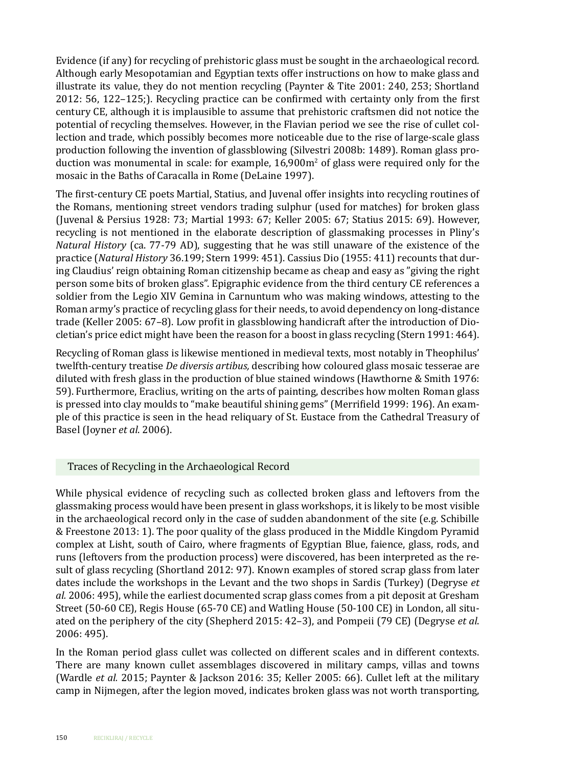Evidence (if any) for recycling of prehistoric glass must be sought in the archaeological record. Although early Mesopotamian and Egyptian texts offer instructions on how to make glass and illustrate its value, they do not mention recycling (Paynter & Tite 2001: 240, 253; Shortland 2012: 56, 122–125;). Recycling practice can be confirmed with certainty only from the first century CE, although it is implausible to assume that prehistoric craftsmen did not notice the potential of recycling themselves. However, in the Flavian period we see the rise of cullet collection and trade, which possibly becomes more noticeable due to the rise of large-scale glass production following the invention of glassblowing (Silvestri 2008b: 1489). Roman glass production was monumental in scale: for example, 16,900m$^2$ of glass were required only for the mosaic in the Baths of Caracalla in Rome (DeLaine 1997).

The first-century CE poets Martial, Statius, and Juvenal offer insights into recycling routines of the Romans, mentioning street vendors trading sulphur (used for matches) for broken glass (Juvenal & Persius 1928: 73; Martial 1993: 67; Keller 2005: 67; Statius 2015: 69). However, recycling is not mentioned in the elaborate description of glassmaking processes in Pliny's *Natural History* (ca. 77-79 AD), suggesting that he was still unaware of the existence of the practice (*Natural History* 36.199; Stern 1999: 451). Cassius Dio (1955: 411) recounts that during Claudius' reign obtaining Roman citizenship became as cheap and easy as "giving the right person some bits of broken glass". Epigraphic evidence from the third century CE references a soldier from the Legio XIV Gemina in Carnuntum who was making windows, attesting to the Roman army's practice of recycling glass for their needs, to avoid dependency on long-distance trade (Keller 2005: 67–8). Low profit in glassblowing handicraft after the introduction of Diocletian's price edict might have been the reason for a boost in glass recycling (Stern 1991: 464).

Recycling of Roman glass is likewise mentioned in medieval texts, most notably in Theophilus' twelfth-century treatise *De diversis artibus,* describing how coloured glass mosaic tesserae are diluted with fresh glass in the production of blue stained windows (Hawthorne & Smith 1976: 59). Furthermore, Eraclius, writing on the arts of painting, describes how molten Roman glass is pressed into clay moulds to "make beautiful shining gems" (Merrifield 1999: 196). An example of this practice is seen in the head reliquary of St. Eustace from the Cathedral Treasury of Basel (Joyner *et al*. 2006).

## Traces of Recycling in the Archaeological Record

While physical evidence of recycling such as collected broken glass and leftovers from the glassmaking process would have been present in glass workshops, it is likely to be most visible in the archaeological record only in the case of sudden abandonment of the site (e.g. Schibille & Freestone 2013: 1). The poor quality of the glass produced in the Middle Kingdom Pyramid complex at Lisht, south of Cairo, where fragments of Egyptian Blue, faience, glass, rods, and runs (leftovers from the production process) were discovered, has been interpreted as the result of glass recycling (Shortland 2012: 97). Known examples of stored scrap glass from later dates include the workshops in the Levant and the two shops in Sardis (Turkey) (Degryse *et al.* 2006: 495), while the earliest documented scrap glass comes from a pit deposit at Gresham Street (50-60 CE), Regis House (65-70 CE) and Watling House (50-100 CE) in London, all situated on the periphery of the city (Shepherd 2015: 42–3), and Pompeii (79 CE) (Degryse *et al*. 2006: 495).

In the Roman period glass cullet was collected on different scales and in different contexts. There are many known cullet assemblages discovered in military camps, villas and towns (Wardle *et al.* 2015; Paynter & Jackson 2016: 35; Keller 2005: 66). Cullet left at the military camp in Nijmegen, after the legion moved, indicates broken glass was not worth transporting,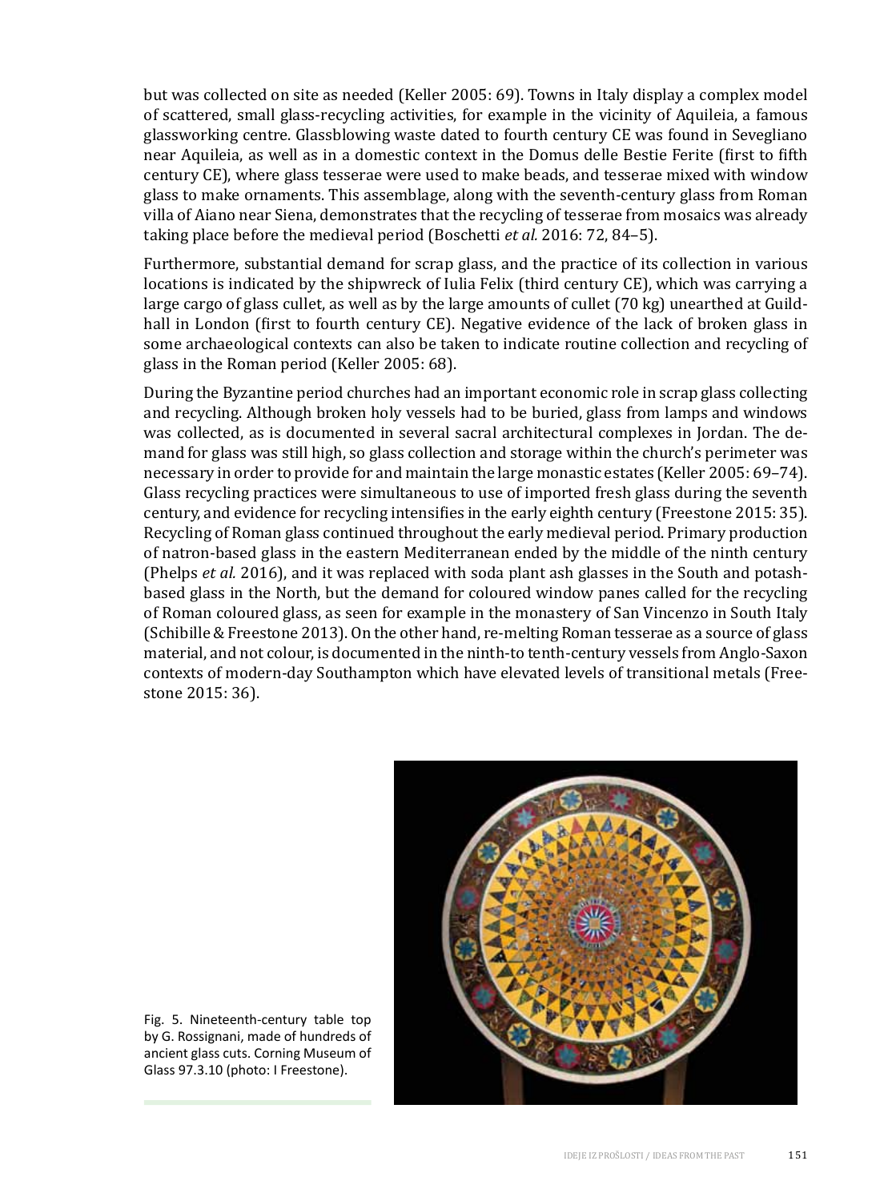but was collected on site as needed (Keller 2005: 69). Towns in Italy display a complex model of scattered, small glass-recycling activities, for example in the vicinity of Aquileia, a famous glassworking centre. Glassblowing waste dated to fourth century CE was found in Sevegliano near Aquileia, as well as in a domestic context in the Domus delle Bestie Ferite (first to fifth century CE), where glass tesserae were used to make beads, and tesserae mixed with window glass to make ornaments. This assemblage, along with the seventh-century glass from Roman villa of Aiano near Siena, demonstrates that the recycling of tesserae from mosaics was already taking place before the medieval period (Boschetti *et al.* 2016: 72, 84–5).

Furthermore, substantial demand for scrap glass, and the practice of its collection in various locations is indicated by the shipwreck of Iulia Felix (third century CE), which was carrying a large cargo of glass cullet, as well as by the large amounts of cullet (70 kg) unearthed at Guildhall in London (first to fourth century CE). Negative evidence of the lack of broken glass in some archaeological contexts can also be taken to indicate routine collection and recycling of glass in the Roman period (Keller 2005: 68).

During the Byzantine period churches had an important economic role in scrap glass collecting and recycling. Although broken holy vessels had to be buried, glass from lamps and windows was collected, as is documented in several sacral architectural complexes in Jordan. The demand for glass was still high, so glass collection and storage within the church's perimeter was necessary in order to provide for and maintain the large monastic estates (Keller 2005: 69–74). Glass recycling practices were simultaneous to use of imported fresh glass during the seventh century, and evidence for recycling intensifies in the early eighth century (Freestone 2015: 35). Recycling of Roman glass continued throughout the early medieval period. Primary production of natron-based glass in the eastern Mediterranean ended by the middle of the ninth century (Phelps *et al.* 2016), and it was replaced with soda plant ash glasses in the South and potash-based glass in the North, but the demand for coloured window panes called for the recycling of Roman coloured glass, as seen for example in the monastery of San Vincenzo in South Italy (Schibille & Freestone 2013). On the other hand, re-melting Roman tesserae as a source of glass material, and not colour, is documented in the ninth-to tenth-century vessels from Anglo-Saxon contexts of modern-day Southampton which have elevated levels of transitional metals (Freestone 2015: 36).

Fig. 5. Nineteenth-century table top by G. Rossignani, made of hundreds of ancient glass cuts. Corning Museum of Glass 97.3.10 (photo: I Freestone).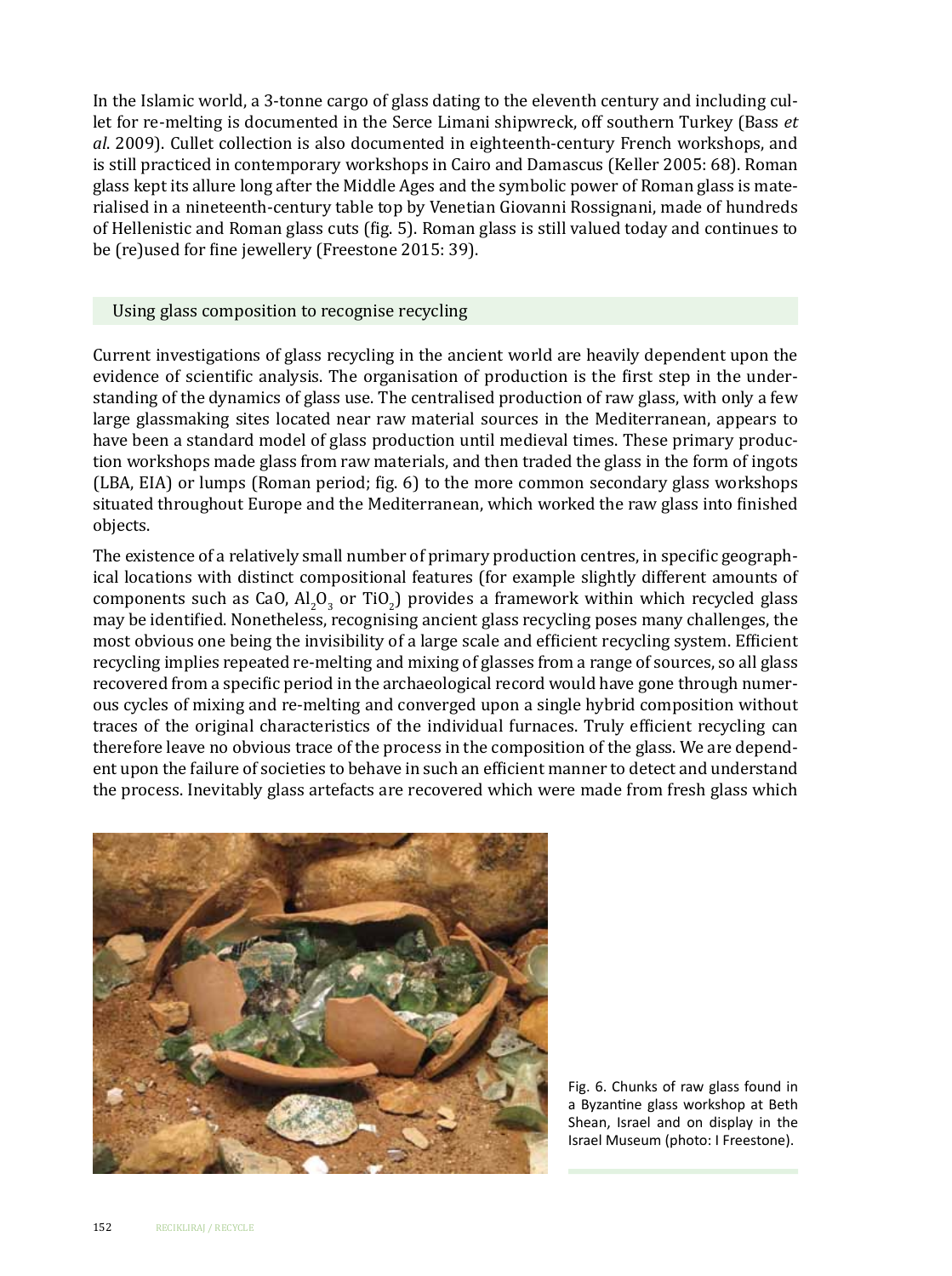In the Islamic world, a 3-tonne cargo of glass dating to the eleventh century and including cullet for re-melting is documented in the Serce Limani shipwreck, off southern Turkey (Bass *et al*. 2009). Cullet collection is also documented in eighteenth-century French workshops, and is still practiced in contemporary workshops in Cairo and Damascus (Keller 2005: 68). Roman glass kept its allure long after the Middle Ages and the symbolic power of Roman glass is materialised in a nineteenth-century table top by Venetian Giovanni Rossignani, made of hundreds of Hellenistic and Roman glass cuts (fig. 5). Roman glass is still valued today and continues to be (re)used for fine jewellery (Freestone 2015: 39).

## Using glass composition to recognise recycling

Current investigations of glass recycling in the ancient world are heavily dependent upon the evidence of scientific analysis. The organisation of production is the first step in the understanding of the dynamics of glass use. The centralised production of raw glass, with only a few large glassmaking sites located near raw material sources in the Mediterranean, appears to have been a standard model of glass production until medieval times. These primary production workshops made glass from raw materials, and then traded the glass in the form of ingots (LBA, EIA) or lumps (Roman period; fig. 6) to the more common secondary glass workshops situated throughout Europe and the Mediterranean, which worked the raw glass into finished objects.

The existence of a relatively small number of primary production centres, in specific geographical locations with distinct compositional features (for example slightly different amounts of components such as CaO, $Al_2O_3$ or $TiO_2$) provides a framework within which recycled glass may be identified. Nonetheless, recognising ancient glass recycling poses many challenges, the most obvious one being the invisibility of a large scale and efficient recycling system. Efficient recycling implies repeated re-melting and mixing of glasses from a range of sources, so all glass recovered from a specific period in the archaeological record would have gone through numerous cycles of mixing and re-melting and converged upon a single hybrid composition without traces of the original characteristics of the individual furnaces. Truly efficient recycling can therefore leave no obvious trace of the process in the composition of the glass. We are dependent upon the failure of societies to behave in such an efficient manner to detect and understand the process. Inevitably glass artefacts are recovered which were made from fresh glass which

Fig. 6. Chunks of raw glass found in a Byzantine glass workshop at Beth Shean, Israel and on display in the Israel Museum (photo: I Freestone).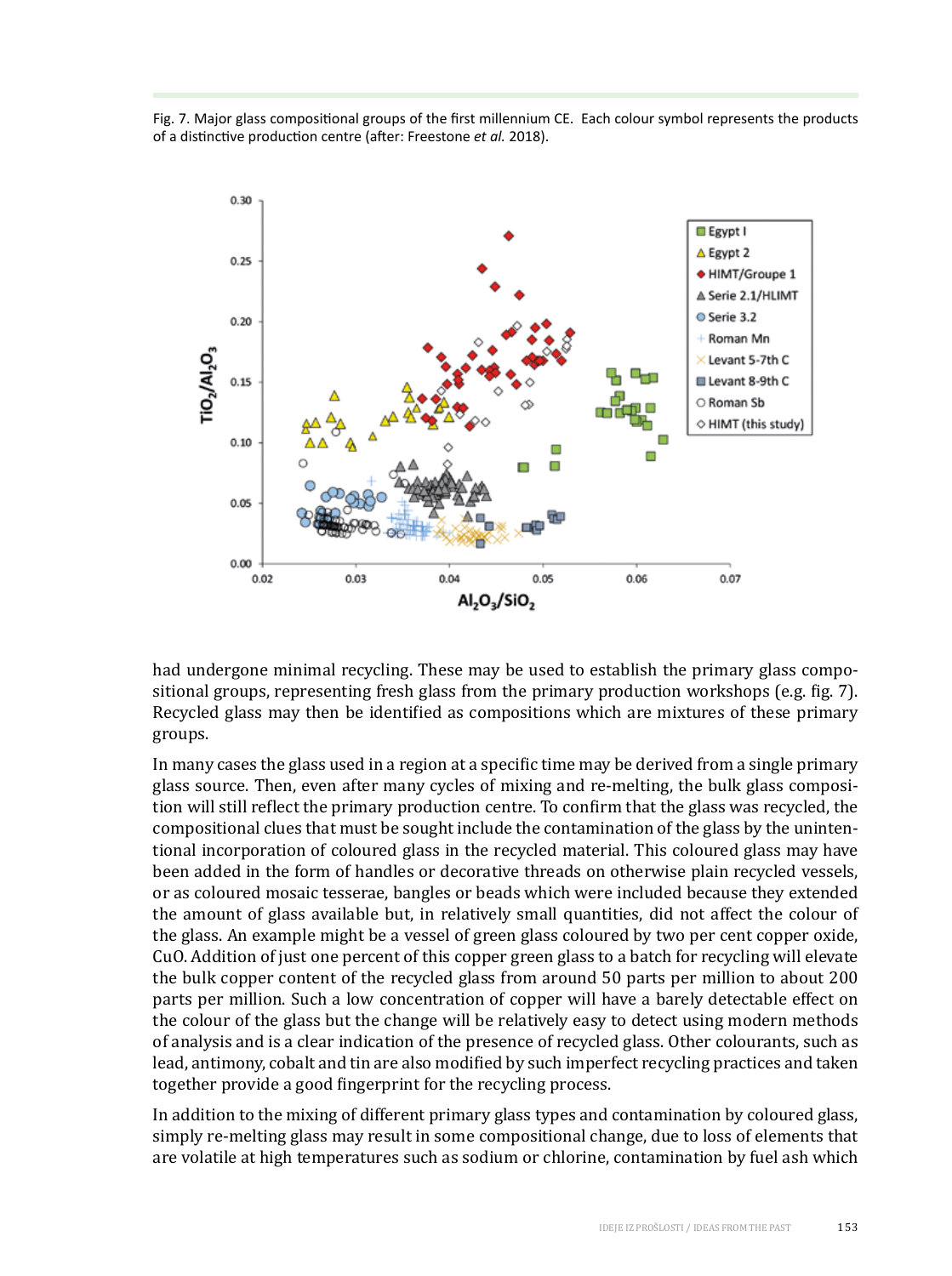Fig. 7. Major glass compositional groups of the first millennium CE. Each colour symbol represents the products of a distinctive production centre (after: Freestone *et al.* 2018).

had undergone minimal recycling. These may be used to establish the primary glass compositional groups, representing fresh glass from the primary production workshops (e.g. fig. 7). Recycled glass may then be identified as compositions which are mixtures of these primary groups.

In many cases the glass used in a region at a specific time may be derived from a single primary glass source. Then, even after many cycles of mixing and re-melting, the bulk glass composition will still reflect the primary production centre. To confirm that the glass was recycled, the compositional clues that must be sought include the contamination of the glass by the unintentional incorporation of coloured glass in the recycled material. This coloured glass may have been added in the form of handles or decorative threads on otherwise plain recycled vessels, or as coloured mosaic tesserae, bangles or beads which were included because they extended the amount of glass available but, in relatively small quantities, did not affect the colour of the glass. An example might be a vessel of green glass coloured by two per cent copper oxide, CuO. Addition of just one percent of this copper green glass to a batch for recycling will elevate the bulk copper content of the recycled glass from around 50 parts per million to about 200 parts per million. Such a low concentration of copper will have a barely detectable effect on the colour of the glass but the change will be relatively easy to detect using modern methods of analysis and is a clear indication of the presence of recycled glass. Other colourants, such as lead, antimony, cobalt and tin are also modified by such imperfect recycling practices and taken together provide a good fingerprint for the recycling process.

In addition to the mixing of different primary glass types and contamination by coloured glass, simply re-melting glass may result in some compositional change, due to loss of elements that are volatile at high temperatures such as sodium or chlorine, contamination by fuel ash which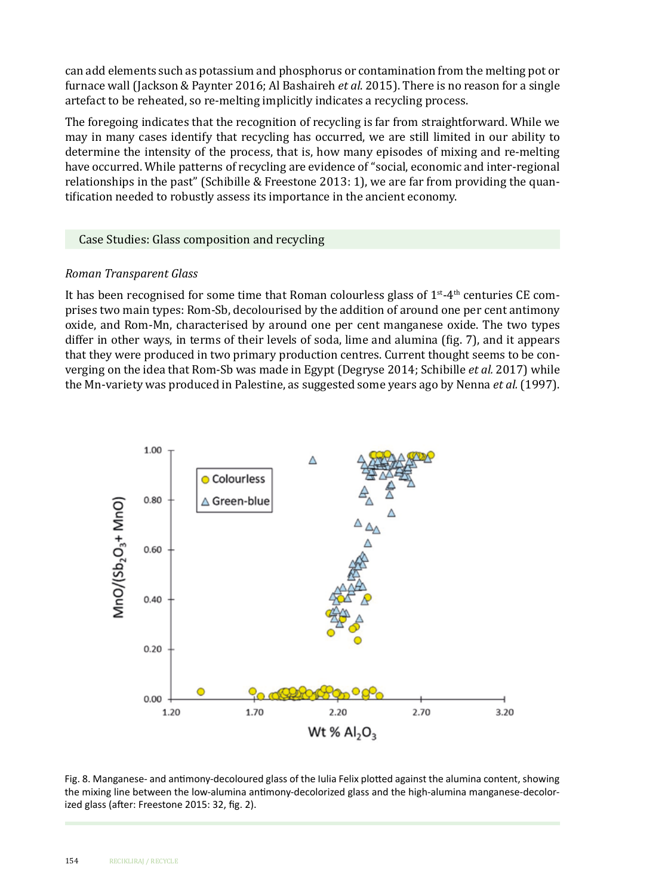can add elements such as potassium and phosphorus or contamination from the melting pot or furnace wall (Jackson & Paynter 2016; Al Bashaireh *et al*. 2015). There is no reason for a single artefact to be reheated, so re-melting implicitly indicates a recycling process.

The foregoing indicates that the recognition of recycling is far from straightforward. While we may in many cases identify that recycling has occurred, we are still limited in our ability to determine the intensity of the process, that is, how many episodes of mixing and re-melting have occurred. While patterns of recycling are evidence of "social, economic and inter-regional relationships in the past" (Schibille & Freestone 2013: 1), we are far from providing the quantification needed to robustly assess its importance in the ancient economy.

## Case Studies: Glass composition and recycling

### *Roman Transparent Glass*

It has been recognised for some time that Roman colourless glass of 1st-4th centuries CE comprises two main types: Rom-Sb, decolourised by the addition of around one per cent antimony oxide, and Rom-Mn, characterised by around one per cent manganese oxide. The two types differ in other ways, in terms of their levels of soda, lime and alumina (fig. 7), and it appears that they were produced in two primary production centres. Current thought seems to be converging on the idea that Rom-Sb was made in Egypt (Degryse 2014; Schibille *et al.* 2017) while the Mn-variety was produced in Palestine, as suggested some years ago by Nenna *et al.* (1997).

Fig. 8. Manganese- and antimony-decoloured glass of the Iulia Felix plotted against the alumina content, showing the mixing line between the low-alumina antimony-decolorized glass and the high-alumina manganese-decolorized glass (after: Freestone 2015: 32, fig. 2).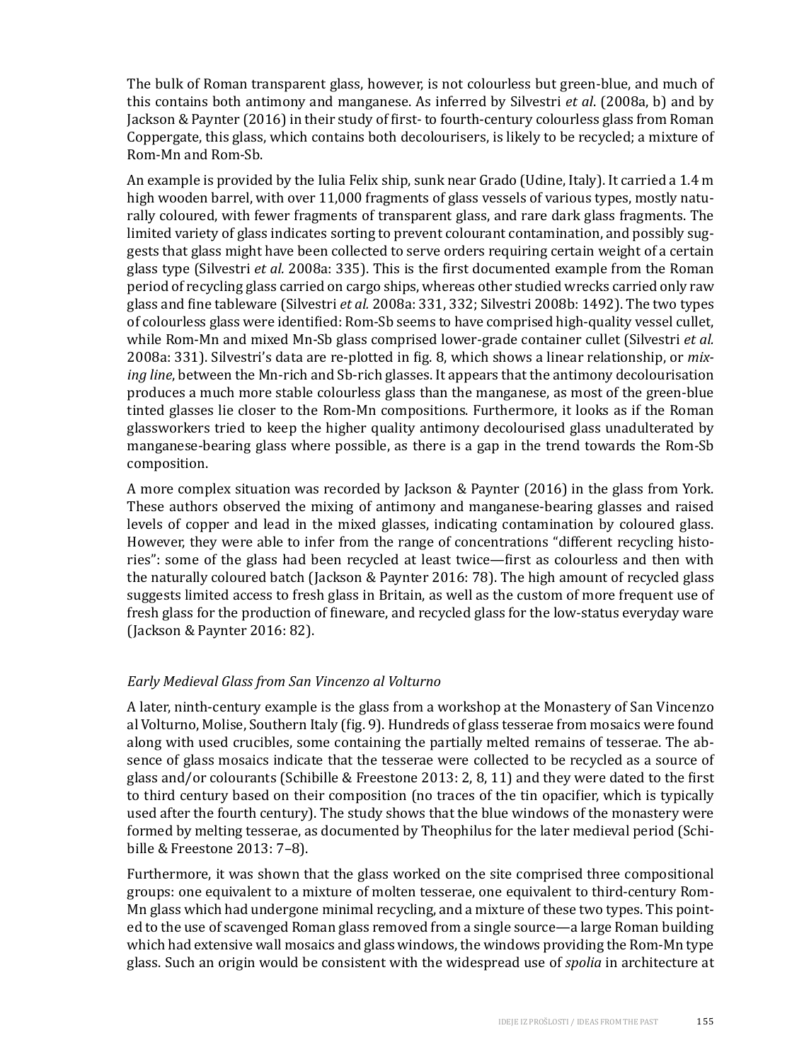The bulk of Roman transparent glass, however, is not colourless but green-blue, and much of this contains both antimony and manganese. As inferred by Silvestri *et al.* (2008a, b) and by Jackson & Paynter (2016) in their study of first- to fourth-century colourless glass from Roman Coppergate, this glass, which contains both decolourisers, is likely to be recycled; a mixture of Rom-Mn and Rom-Sb.

An example is provided by the Iulia Felix ship, sunk near Grado (Udine, Italy). It carried a 1.4 m high wooden barrel, with over 11,000 fragments of glass vessels of various types, mostly naturally coloured, with fewer fragments of transparent glass, and rare dark glass fragments. The limited variety of glass indicates sorting to prevent colourant contamination, and possibly suggests that glass might have been collected to serve orders requiring certain weight of a certain glass type (Silvestri *et al.* 2008a: 335). This is the first documented example from the Roman period of recycling glass carried on cargo ships, whereas other studied wrecks carried only raw glass and fine tableware (Silvestri *et al.* 2008a: 331, 332; Silvestri 2008b: 1492). The two types of colourless glass were identified: Rom-Sb seems to have comprised high-quality vessel cullet, while Rom-Mn and mixed Mn-Sb glass comprised lower-grade container cullet (Silvestri *et al.* 2008a: 331). Silvestri's data are re-plotted in fig. 8, which shows a linear relationship, or *mixing line*, between the Mn-rich and Sb-rich glasses. It appears that the antimony decolourisation produces a much more stable colourless glass than the manganese, as most of the green-blue tinted glasses lie closer to the Rom-Mn compositions. Furthermore, it looks as if the Roman glassworkers tried to keep the higher quality antimony decolourised glass unadulterated by manganese-bearing glass where possible, as there is a gap in the trend towards the Rom-Sb composition.

A more complex situation was recorded by Jackson & Paynter (2016) in the glass from York. These authors observed the mixing of antimony and manganese-bearing glasses and raised levels of copper and lead in the mixed glasses, indicating contamination by coloured glass. However, they were able to infer from the range of concentrations "different recycling histories": some of the glass had been recycled at least twice—first as colourless and then with the naturally coloured batch (Jackson & Paynter 2016: 78). The high amount of recycled glass suggests limited access to fresh glass in Britain, as well as the custom of more frequent use of fresh glass for the production of fineware, and recycled glass for the low-status everyday ware (Jackson & Paynter 2016: 82).

### *Early Medieval Glass from San Vincenzo al Volturno*

A later, ninth-century example is the glass from a workshop at the Monastery of San Vincenzo al Volturno, Molise, Southern Italy (fig. 9). Hundreds of glass tesserae from mosaics were found along with used crucibles, some containing the partially melted remains of tesserae. The absence of glass mosaics indicate that the tesserae were collected to be recycled as a source of glass and/or colourants (Schibille & Freestone 2013: 2, 8, 11) and they were dated to the first to third century based on their composition (no traces of the tin opacifier, which is typically used after the fourth century). The study shows that the blue windows of the monastery were formed by melting tesserae, as documented by Theophilus for the later medieval period (Schibille & Freestone 2013: 7–8).

Furthermore, it was shown that the glass worked on the site comprised three compositional groups: one equivalent to a mixture of molten tesserae, one equivalent to third-century Rom-Mn glass which had undergone minimal recycling, and a mixture of these two types. This pointed to the use of scavenged Roman glass removed from a single source—a large Roman building which had extensive wall mosaics and glass windows, the windows providing the Rom-Mn type glass. Such an origin would be consistent with the widespread use of *spolia* in architecture at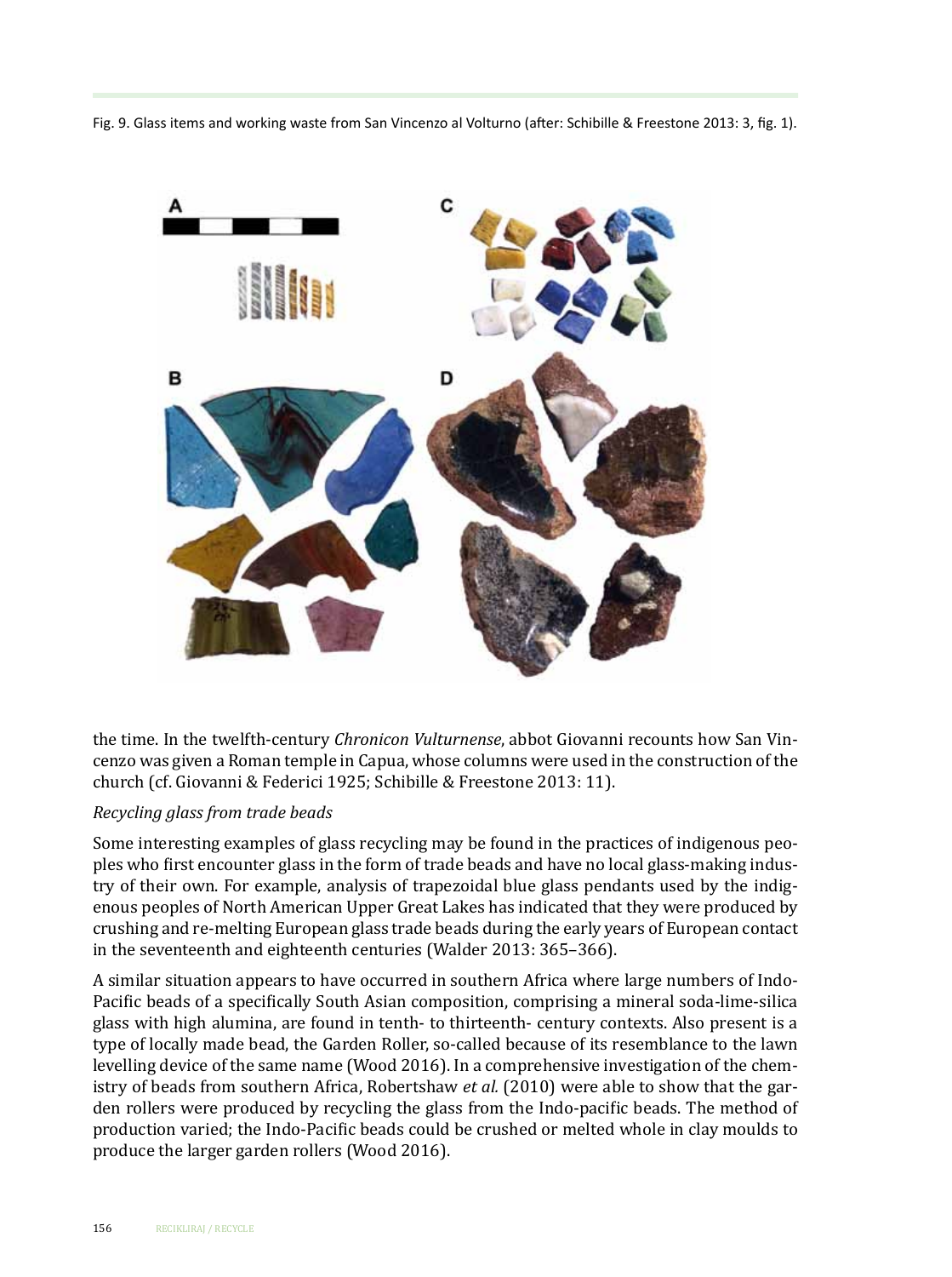Fig. 9. Glass items and working waste from San Vincenzo al Volturno (after: Schibille & Freestone 2013: 3, fig. 1).

the time. In the twelfth-century *Chronicon Vulturnense*, abbot Giovanni recounts how San Vincenzo was given a Roman temple in Capua, whose columns were used in the construction of the church (cf. Giovanni & Federici 1925; Schibille & Freestone 2013: 11).

*Recycling glass from trade beads*

Some interesting examples of glass recycling may be found in the practices of indigenous peoples who first encounter glass in the form of trade beads and have no local glass-making industry of their own. For example, analysis of trapezoidal blue glass pendants used by the indigenous peoples of North American Upper Great Lakes has indicated that they were produced by crushing and re-melting European glass trade beads during the early years of European contact in the seventeenth and eighteenth centuries (Walder 2013: 365–366).

A similar situation appears to have occurred in southern Africa where large numbers of Indo-Pacific beads of a specifically South Asian composition, comprising a mineral soda-lime-silica glass with high alumina, are found in tenth- to thirteenth- century contexts. Also present is a type of locally made bead, the Garden Roller, so-called because of its resemblance to the lawn levelling device of the same name (Wood 2016). In a comprehensive investigation of the chemistry of beads from southern Africa, Robertshaw *et al.* (2010) were able to show that the garden rollers were produced by recycling the glass from the Indo-pacific beads. The method of production varied; the Indo-Pacific beads could be crushed or melted whole in clay moulds to produce the larger garden rollers (Wood 2016).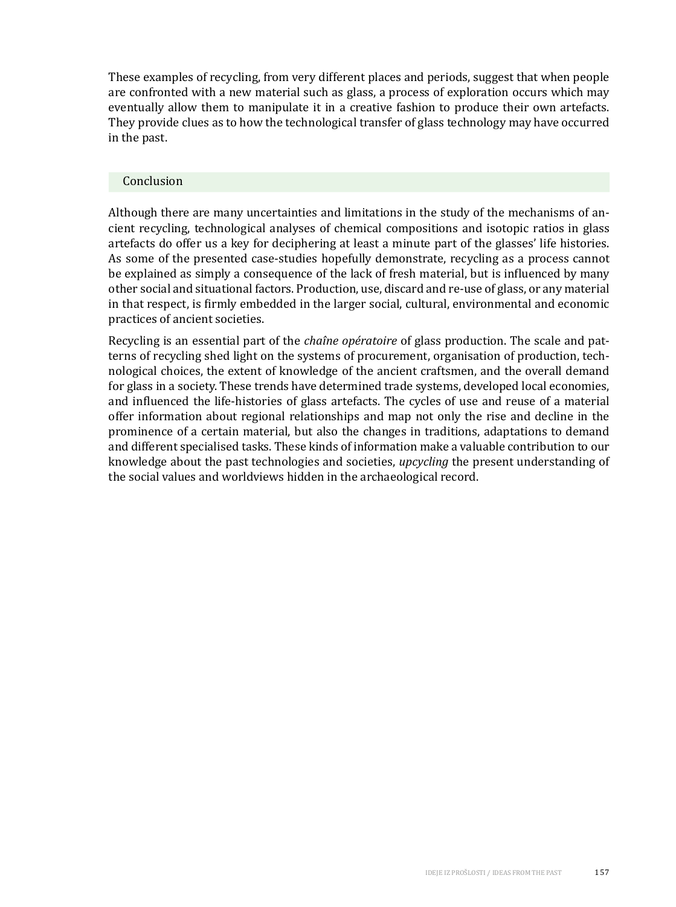These examples of recycling, from very different places and periods, suggest that when people are confronted with a new material such as glass, a process of exploration occurs which may eventually allow them to manipulate it in a creative fashion to produce their own artefacts. They provide clues as to how the technological transfer of glass technology may have occurred in the past.

## Conclusion

Although there are many uncertainties and limitations in the study of the mechanisms of ancient recycling, technological analyses of chemical compositions and isotopic ratios in glass artefacts do offer us a key for deciphering at least a minute part of the glasses' life histories. As some of the presented case-studies hopefully demonstrate, recycling as a process cannot be explained as simply a consequence of the lack of fresh material, but is influenced by many other social and situational factors. Production, use, discard and re-use of glass, or any material in that respect, is firmly embedded in the larger social, cultural, environmental and economic practices of ancient societies.

Recycling is an essential part of the *chaîne opératoire* of glass production. The scale and patterns of recycling shed light on the systems of procurement, organisation of production, technological choices, the extent of knowledge of the ancient craftsmen, and the overall demand for glass in a society. These trends have determined trade systems, developed local economies, and influenced the life-histories of glass artefacts. The cycles of use and reuse of a material offer information about regional relationships and map not only the rise and decline in the prominence of a certain material, but also the changes in traditions, adaptations to demand and different specialised tasks. These kinds of information make a valuable contribution to our knowledge about the past technologies and societies, *upcycling* the present understanding of the social values and worldviews hidden in the archaeological record.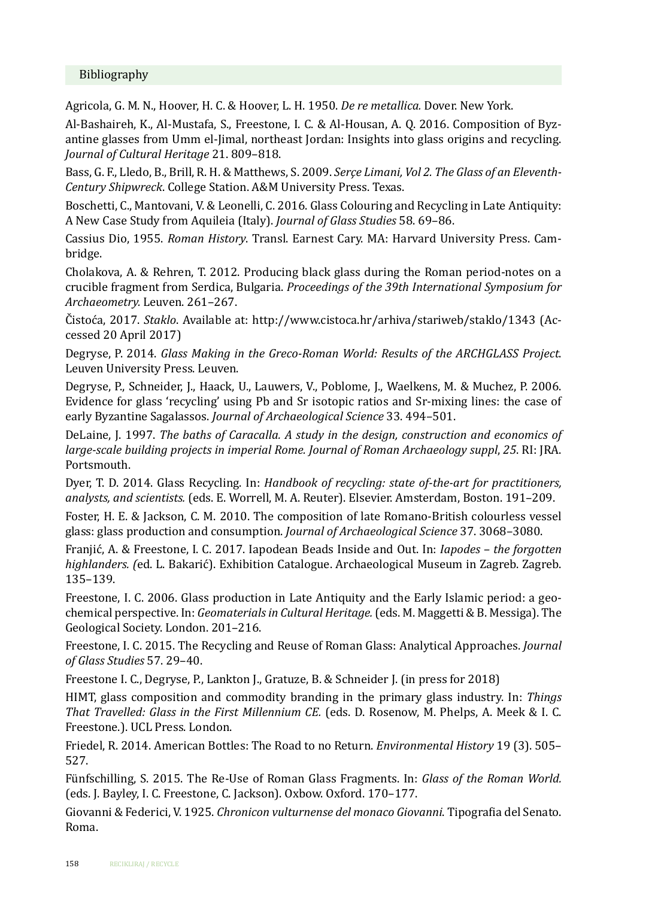## Bibliography

Agricola, G. M. N., Hoover, H. C. & Hoover, L. H. 1950. *De re metallica.* Dover. New York.

Al-Bashaireh, K., Al-Mustafa, S., Freestone, I. C. & Al-Housan, A. Q. 2016. Composition of Byzantine glasses from Umm el-Jimal, northeast Jordan: Insights into glass origins and recycling. *Journal of Cultural Heritage* 21. 809–818.

Bass, G. F., Lledo, B., Brill, R. H. & Matthews, S. 2009. *Serçe Limani, Vol 2. The Glass of an Eleventh-Century Shipwreck*. College Station. A&M University Press. Texas.

Boschetti, C., Mantovani, V. & Leonelli, C. 2016. Glass Colouring and Recycling in Late Antiquity: A New Case Study from Aquileia (Italy). *Journal of Glass Studies* 58. 69–86.

Cassius Dio, 1955. *Roman History*. Transl. Earnest Cary. MA: Harvard University Press. Cambridge.

Cholakova, A. & Rehren, T. 2012. Producing black glass during the Roman period-notes on a crucible fragment from Serdica, Bulgaria. *Proceedings of the 39th International Symposium for Archaeometry.* Leuven. 261–267.

Čistoća, 2017. *Staklo*. Available at: http://www.cistoca.hr/arhiva/stariweb/staklo/1343 (Accessed 20 April 2017)

Degryse, P. 2014. *Glass Making in the Greco-Roman World: Results of the ARCHGLASS Project*. Leuven University Press. Leuven.

Degryse, P., Schneider, J., Haack, U., Lauwers, V., Poblome, J., Waelkens, M. & Muchez, P. 2006. Evidence for glass 'recycling' using Pb and Sr isotopic ratios and Sr-mixing lines: the case of early Byzantine Sagalassos. *Journal of Archaeological Science* 33. 494–501.

DeLaine, J. 1997. *The baths of Caracalla. A study in the design, construction and economics of large-scale building projects in imperial Rome. Journal of Roman Archaeology suppl*, *25*. RI: JRA. Portsmouth.

Dyer, T. D. 2014. Glass Recycling. In: *Handbook of recycling: state of-the-art for practitioners, analysts, and scientists.* (eds. E. Worrell, M. A. Reuter). Elsevier. Amsterdam, Boston. 191–209.

Foster, H. E. & Jackson, C. M. 2010. The composition of late Romano-British colourless vessel glass: glass production and consumption. *Journal of Archaeological Science* 37. 3068–3080.

Franjić, A. & Freestone, I. C. 2017. Iapodean Beads Inside and Out. In: *Iapodes – the forgotten highlanders. (*ed. L. Bakarić). Exhibition Catalogue. Archaeological Museum in Zagreb. Zagreb. 135–139.

Freestone, I. C. 2006. Glass production in Late Antiquity and the Early Islamic period: a geochemical perspective. In: *Geomaterials in Cultural Heritage.* (eds. M. Maggetti & B. Messiga). The Geological Society. London. 201–216.

Freestone, I. C. 2015. The Recycling and Reuse of Roman Glass: Analytical Approaches. *Journal of Glass Studies* 57. 29–40.

Freestone I. C., Degryse, P., Lankton J., Gratuze, B. & Schneider J. (in press for 2018)

HIMT, glass composition and commodity branding in the primary glass industry. In: *Things That Travelled: Glass in the First Millennium CE.* (eds. D. Rosenow, M. Phelps, A. Meek & I. C. Freestone.). UCL Press. London.

Friedel, R. 2014. American Bottles: The Road to no Return. *Environmental History* 19 (3). 505–527.

Fünfschilling, S. 2015. The Re-Use of Roman Glass Fragments. In: *Glass of the Roman World.* (eds. J. Bayley, I. C. Freestone, C. Jackson). Oxbow. Oxford. 170–177.

Giovanni & Federici, V. 1925. *Chronicon vulturnense del monaco Giovanni*. Tipografia del Senato. Roma.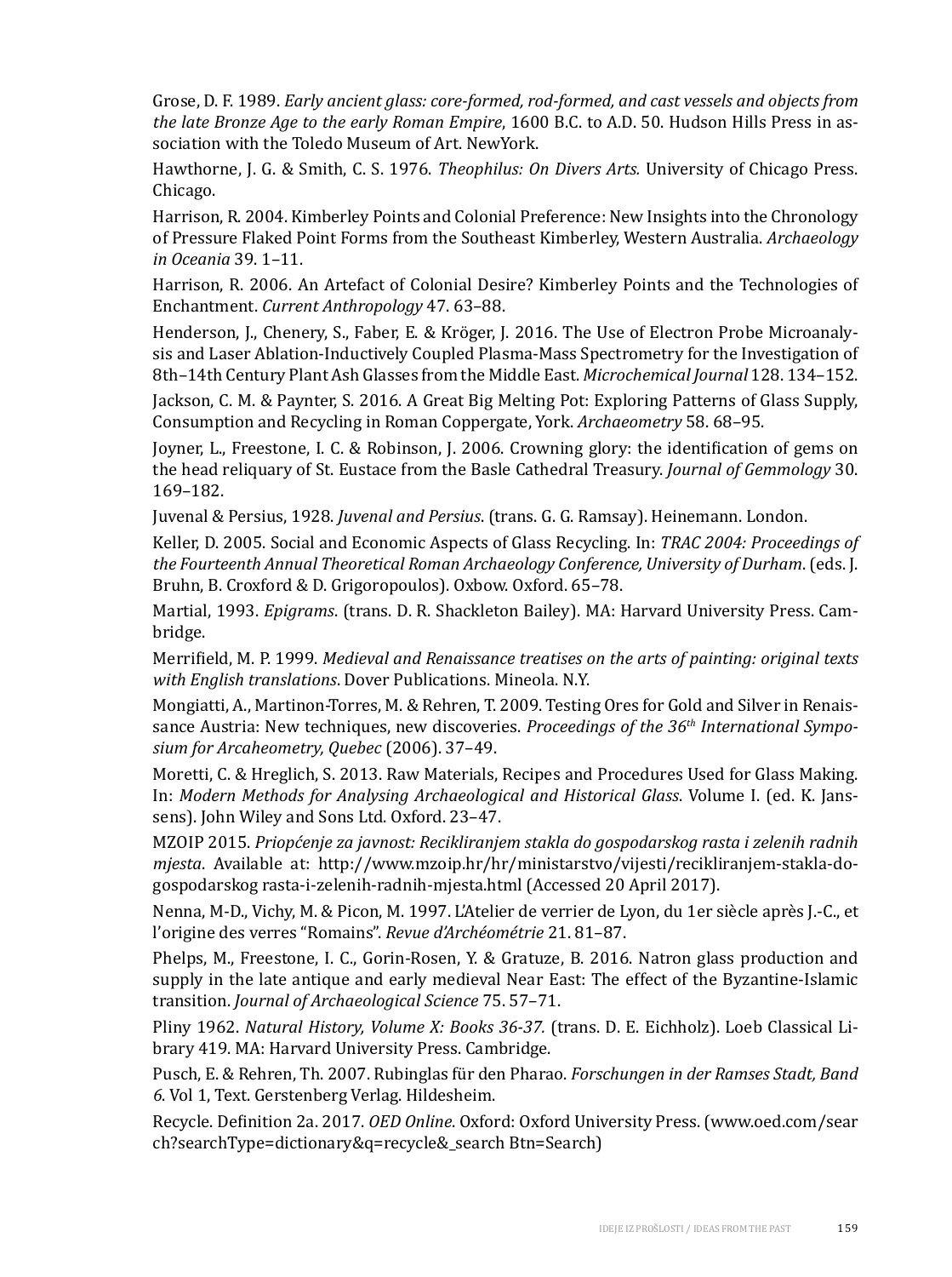Grose, D. F. 1989. *Early ancient glass: core-formed, rod-formed, and cast vessels and objects from the late Bronze Age to the early Roman Empire*, 1600 B.C. to A.D. 50. Hudson Hills Press in association with the Toledo Museum of Art. NewYork.

Hawthorne, J. G. & Smith, C. S. 1976. *Theophilus: On Divers Arts.* University of Chicago Press. Chicago.

Harrison, R. 2004. Kimberley Points and Colonial Preference: New Insights into the Chronology of Pressure Flaked Point Forms from the Southeast Kimberley, Western Australia. *Archaeology in Oceania* 39. 1–11.

Harrison, R. 2006. An Artefact of Colonial Desire? Kimberley Points and the Technologies of Enchantment. *Current Anthropology* 47. 63–88.

Henderson, J., Chenery, S., Faber, E. & Kröger, J. 2016. The Use of Electron Probe Microanalysis and Laser Ablation-Inductively Coupled Plasma-Mass Spectrometry for the Investigation of 8th–14th Century Plant Ash Glasses from the Middle East. *Microchemical Journal* 128. 134–152.

Jackson, C. M. & Paynter, S. 2016. A Great Big Melting Pot: Exploring Patterns of Glass Supply, Consumption and Recycling in Roman Coppergate, York. *Archaeometry* 58. 68–95.

Joyner, L., Freestone, I. C. & Robinson, J. 2006. Crowning glory: the identification of gems on the head reliquary of St. Eustace from the Basle Cathedral Treasury. *Journal of Gemmology* 30. 169–182.

Juvenal & Persius, 1928. *Juvenal and Persius*. (trans. G. G. Ramsay). Heinemann. London.

Keller, D. 2005. Social and Economic Aspects of Glass Recycling. In: *TRAC 2004: Proceedings of the Fourteenth Annual Theoretical Roman Archaeology Conference, University of Durham*. (eds. J. Bruhn, B. Croxford & D. Grigoropoulos). Oxbow. Oxford. 65–78.

Martial, 1993. *Epigrams*. (trans. D. R. Shackleton Bailey). MA: Harvard University Press. Cambridge.

Merrifield, M. P. 1999. *Medieval and Renaissance treatises on the arts of painting: original texts with English translations*. Dover Publications. Mineola. N.Y.

Mongiatti, A., Martinon-Torres, M. & Rehren, T. 2009. Testing Ores for Gold and Silver in Renaissance Austria: New techniques, new discoveries. *Proceedings of the 36th International Symposium for Arcaheometry, Quebec* (2006). 37–49.

Moretti, C. & Hreglich, S. 2013. Raw Materials, Recipes and Procedures Used for Glass Making. In: *Modern Methods for Analysing Archaeological and Historical Glass*. Volume I. (ed. K. Janssens). John Wiley and Sons Ltd. Oxford. 23–47.

MZOIP 2015. *Priopćenje za javnost: Recikliranjem stakla do gospodarskog rasta i zelenih radnih mjesta*. Available at: http://www.mzoip.hr/hr/ministarstvo/vijesti/recikliranjem-stakla-do-gospodarskog rasta-i-zelenih-radnih-mjesta.html (Accessed 20 April 2017).

Nenna, M-D., Vichy, M. & Picon, M. 1997. L'Atelier de verrier de Lyon, du 1er siècle après J.-C., et l'origine des verres "Romains". *Revue d'Archéométrie* 21. 81–87.

Phelps, M., Freestone, I. C., Gorin-Rosen, Y. & Gratuze, B. 2016. Natron glass production and supply in the late antique and early medieval Near East: The effect of the Byzantine-Islamic transition. *Journal of Archaeological Science* 75. 57–71.

Pliny 1962. *Natural History, Volume X: Books 36-37.* (trans. D. E. Eichholz). Loeb Classical Library 419. MA: Harvard University Press. Cambridge.

Pusch, E. & Rehren, Th. 2007. Rubinglas für den Pharao. *Forschungen in der Ramses Stadt, Band 6*. Vol 1, Text. Gerstenberg Verlag. Hildesheim.

Recycle. Definition 2a. 2017. *OED Online*. Oxford: Oxford University Press. (www.oed.com/search?searchType=dictionary&q=recycle&_search Btn=Search)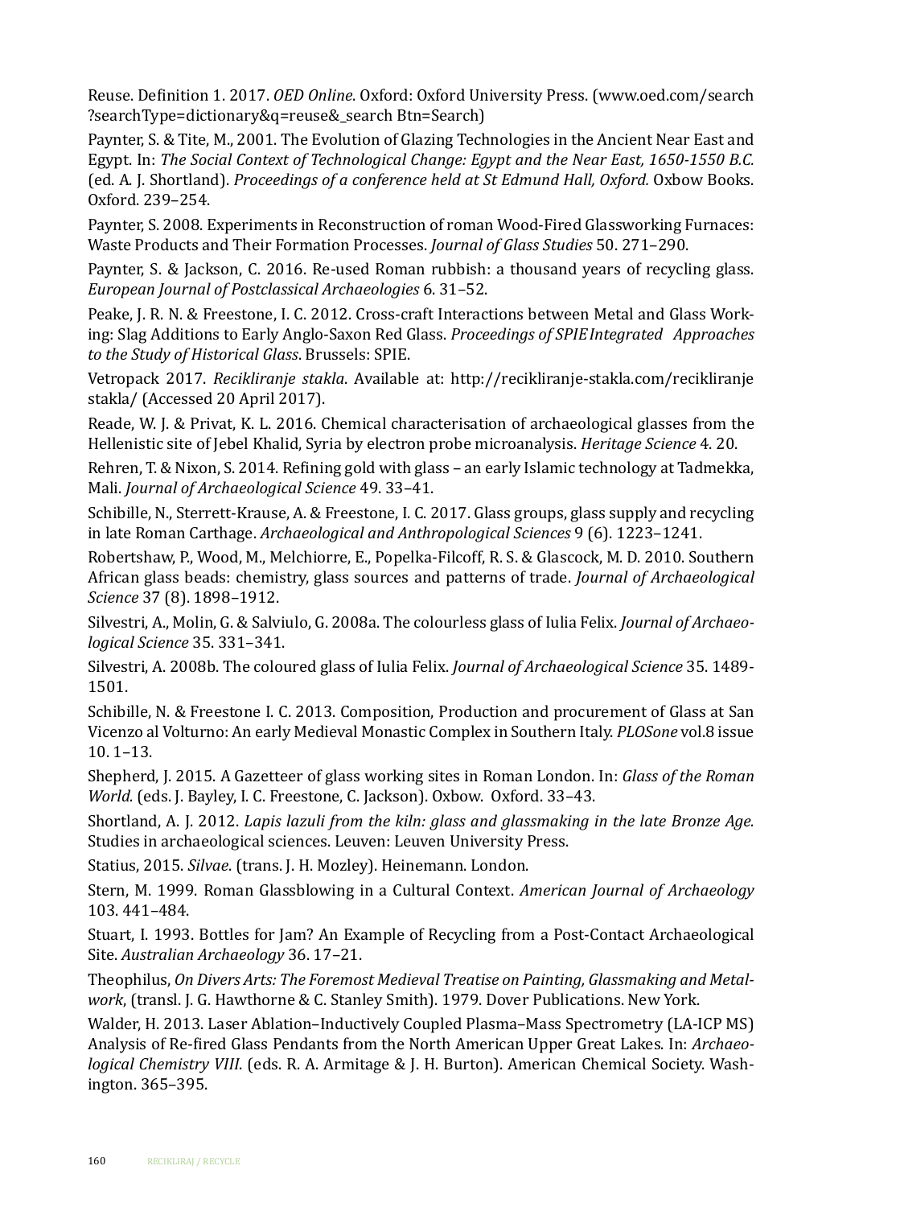Reuse. Definition 1. 2017. *OED Online*. Oxford: Oxford University Press. (www.oed.com/search?searchType=dictionary&q=reuse&_search Btn=Search)

Paynter, S. & Tite, M., 2001. The Evolution of Glazing Technologies in the Ancient Near East and Egypt. In: *The Social Context of Technological Change: Egypt and the Near East, 1650-1550 B.C.* (ed. A. J. Shortland). *Proceedings of a conference held at St Edmund Hall, Oxford.* Oxbow Books. Oxford. 239–254.

Paynter, S. 2008. Experiments in Reconstruction of roman Wood-Fired Glassworking Furnaces: Waste Products and Their Formation Processes. *Journal of Glass Studies* 50. 271–290.

Paynter, S. & Jackson, C. 2016. Re-used Roman rubbish: a thousand years of recycling glass. *European Journal of Postclassical Archaeologies* 6. 31–52.

Peake, J. R. N. & Freestone, I. C. 2012. Cross-craft Interactions between Metal and Glass Working: Slag Additions to Early Anglo-Saxon Red Glass. *Proceedings of SPIE Integrated Approaches to the Study of Historical Glass*. Brussels: SPIE.

Vetropack 2017. *Recikliranje stakla*. Available at: http://recikliranje-stakla.com/recikliranje stakla/ (Accessed 20 April 2017).

Reade, W. J. & Privat, K. L. 2016. Chemical characterisation of archaeological glasses from the Hellenistic site of Jebel Khalid, Syria by electron probe microanalysis. *Heritage Science* 4. 20.

Rehren, T. & Nixon, S. 2014. Refining gold with glass – an early Islamic technology at Tadmekka, Mali. *Journal of Archaeological Science* 49. 33–41.

Schibille, N., Sterrett-Krause, A. & Freestone, I. C. 2017. Glass groups, glass supply and recycling in late Roman Carthage. *Archaeological and Anthropological Sciences* 9 (6). 1223–1241.

Robertshaw, P., Wood, M., Melchiorre, E., Popelka-Filcoff, R. S. & Glascock, M. D. 2010. Southern African glass beads: chemistry, glass sources and patterns of trade. *Journal of Archaeological Science* 37 (8). 1898–1912.

Silvestri, A., Molin, G. & Salviulo, G. 2008a. The colourless glass of Iulia Felix. *Journal of Archaeological Science* 35. 331–341.

Silvestri, A. 2008b. The coloured glass of Iulia Felix. *Journal of Archaeological Science* 35. 1489-1501.

Schibille, N. & Freestone I. C. 2013. Composition, Production and procurement of Glass at San Vicenzo al Volturno: An early Medieval Monastic Complex in Southern Italy. *PLOSone* vol.8 issue 10. 1–13.

Shepherd, J. 2015. A Gazetteer of glass working sites in Roman London. In: *Glass of the Roman World.* (eds. J. Bayley, I. C. Freestone, C. Jackson). Oxbow. Oxford. 33–43.

Shortland, A. J. 2012. *Lapis lazuli from the kiln: glass and glassmaking in the late Bronze Age.* Studies in archaeological sciences. Leuven: Leuven University Press.

Statius, 2015. *Silvae*. (trans. J. H. Mozley). Heinemann. London.

Stern, M. 1999. Roman Glassblowing in a Cultural Context. *American Journal of Archaeology* 103. 441–484.

Stuart, I. 1993. Bottles for Jam? An Example of Recycling from a Post-Contact Archaeological Site. *Australian Archaeology* 36. 17–21.

Theophilus, *On Divers Arts: The Foremost Medieval Treatise on Painting, Glassmaking and Metalwork*, (transl. J. G. Hawthorne & C. Stanley Smith). 1979. Dover Publications. New York.

Walder, H. 2013. Laser Ablation–Inductively Coupled Plasma–Mass Spectrometry (LA-ICP MS) Analysis of Re-fired Glass Pendants from the North American Upper Great Lakes. In: *Archaeological Chemistry VIII*. (eds. R. A. Armitage & J. H. Burton). American Chemical Society. Washington. 365–395.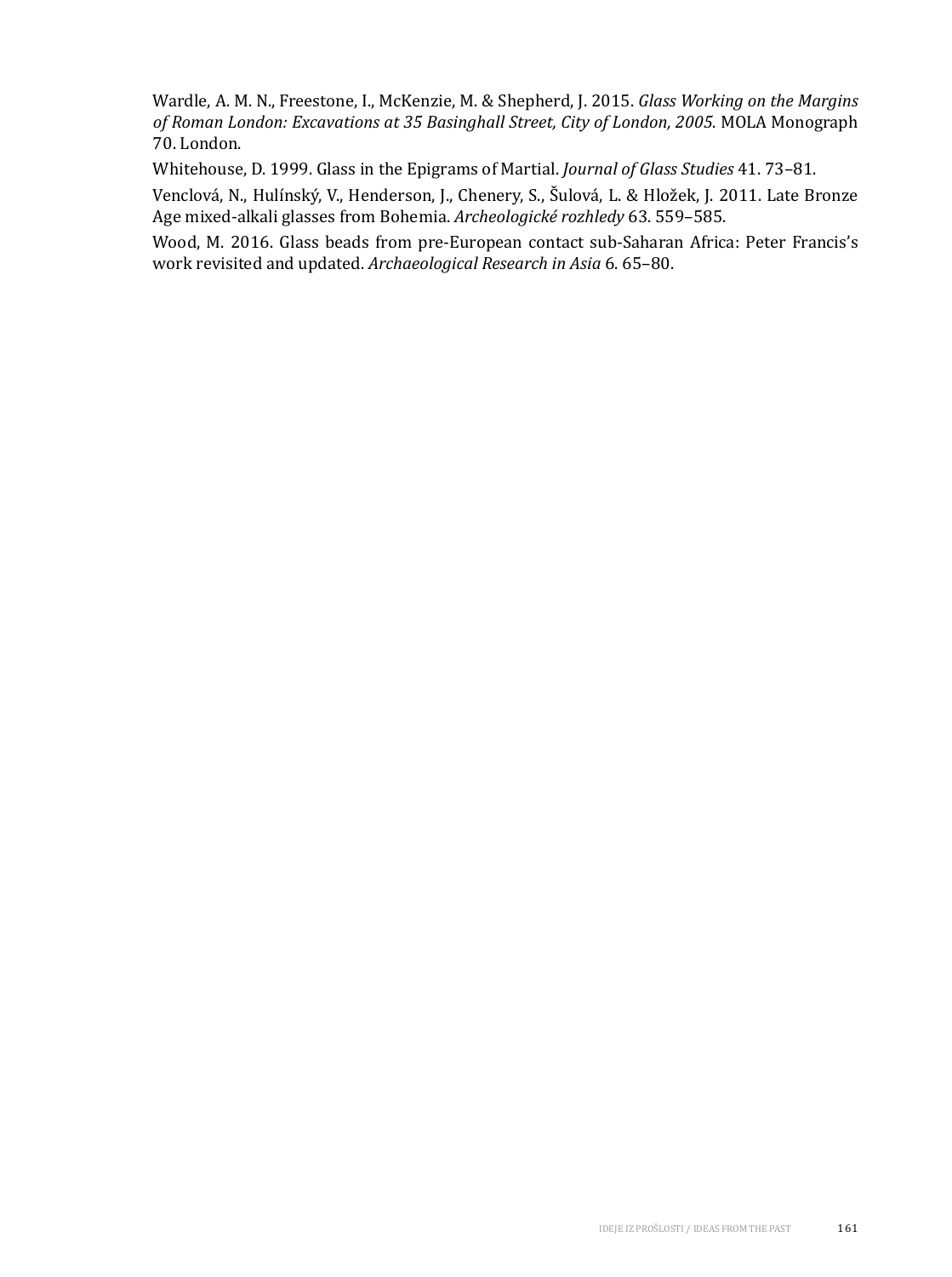Wardle, A. M. N., Freestone, I., McKenzie, M. & Shepherd, J. 2015. *Glass Working on the Margins of Roman London: Excavations at 35 Basinghall Street, City of London, 2005*. MOLA Monograph 70. London.

Whitehouse, D. 1999. Glass in the Epigrams of Martial. *Journal of Glass Studies* 41. 73–81.

Venclová, N., Hulínský, V., Henderson, J., Chenery, S., Šulová, L. & Hložek, J. 2011. Late Bronze Age mixed-alkali glasses from Bohemia. *Archeologické rozhledy* 63. 559–585.

Wood, M. 2016. Glass beads from pre-European contact sub-Saharan Africa: Peter Francis's work revisited and updated. *Archaeological Research in Asia* 6. 65–80.